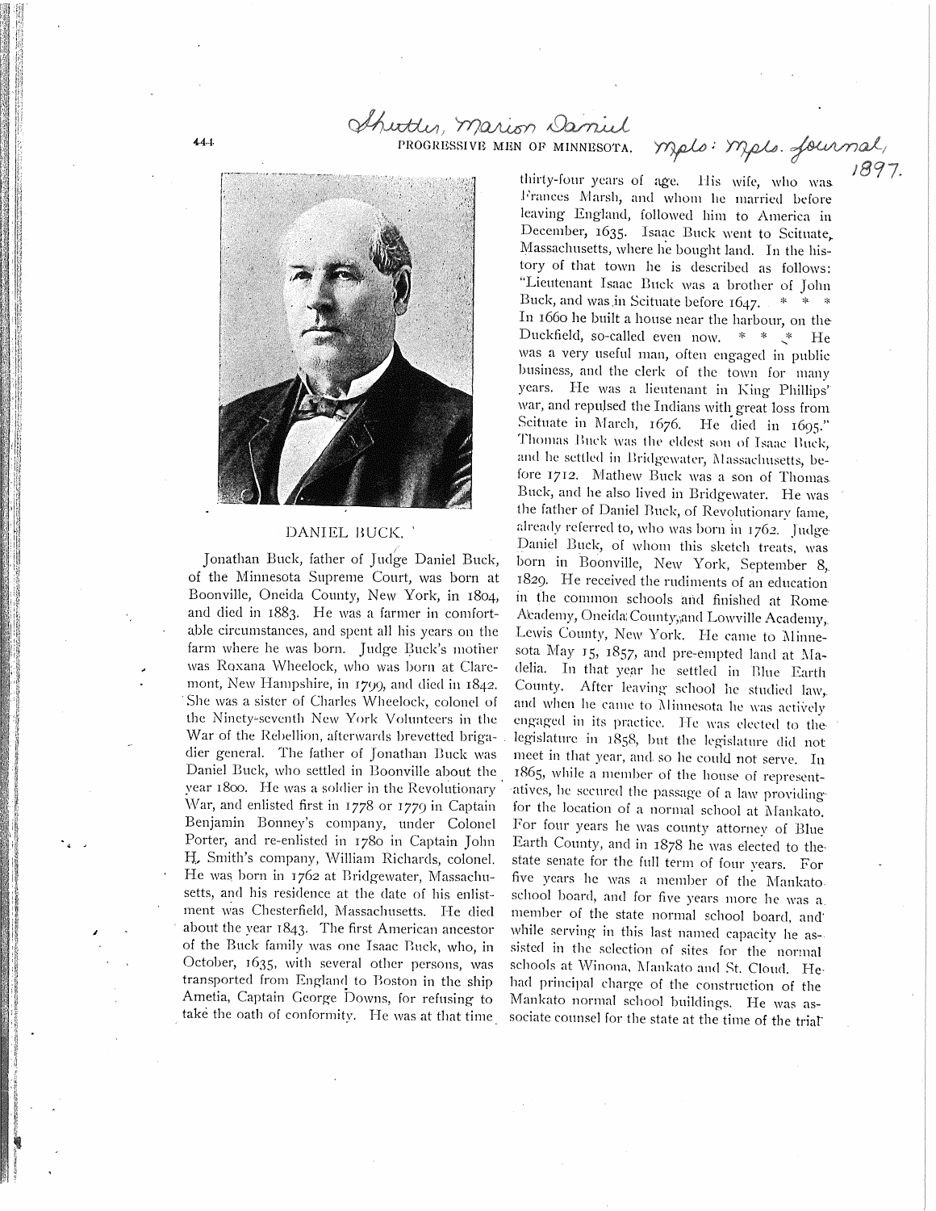Shutter, Marion Daniel

Mpls: Mpls. Journal, 1897.

## DANIEL BUCK.

Jonathan Buck, father of Judge Daniel Buck, of the Minnesota Supreme Court, was born at Boonville, Oneida County, New York, in 1804, and died in 1883. He was a farmer in comfortable circumstances, and spent all his years on the farm where he was born. Judge Buck's mother was Roxana Wheelock, who was born at Claremont, New Hampshire, in 1799, and died in 1842. She was a sister of Charles Wheelock, colonel of the Ninety-seventh New York Volunteers in the War of the Rebellion, afterwards brevetted brigadier general. The father of Jonathan Buck was Daniel Buck, who settled in Boonville about the year 1800. He was a soldier in the Revolutionary War, and enlisted first in 1778 or 1779 in Captain Benjamin Bonney's company, under Colonel Porter, and re-enlisted in 1780 in Captain John H. Smith's company, William Richards, colonel. He was born in 1762 at Bridgewater, Massachusetts, and his residence at the date of his enlistment was Chesterfield, Massachusetts. He died about the year 1843. The first American ancestor of the Buck family was one Isaac Buck, who, in October, 1635, with several other persons, was transported from England to Boston in the ship Ametia, Captain George Downs, for refusing to take the oath of conformity. He was at that time thirty-four years of age. His wife, who was Frances Marsh, and whom he married before leaving England, followed him to America in December, 1635. Isaac Buck went to Scituate, Massachusetts, where he bought land. In the history of that town he is described as follows: "Lieutenant Isaac Buck was a brother of John Buck, and was in Scituate before 1647. * * * In 1660 he built a house near the harbour, on the Duckfield, so-called even now. * * * He was a very useful man, often engaged in public business, and the clerk of the town for many years. He was a lieutenant in King Phillips' war, and repulsed the Indians with great loss from Scituate in March, 1676. He died in 1695." Thomas Buck was the eldest son of Isaac Buck, and he settled in Bridgewater, Massachusetts, before 1712. Mathew Buck was a son of Thomas Buck, and he also lived in Bridgewater. He was the father of Daniel Buck, of Revolutionary fame, already referred to, who was born in 1762. Judge Daniel Buck, of whom this sketch treats, was born in Boonville, New York, September 8, 1829. He received the rudiments of an education in the common schools and finished at Rome Academy, Oneida County, and Lowville Academy, Lewis County, New York. He came to Minnesota May 15, 1857, and pre-empted land at Madelia. In that year he settled in Blue Earth County. After leaving school he studied law, and when he came to Minnesota he was actively engaged in its practice. He was elected to the legislature in 1858, but the legislature did not meet in that year, and so he could not serve. In 1865, while a member of the house of representatives, he secured the passage of a law providing for the location of a normal school at Mankato. For four years he was county attorney of Blue Earth County, and in 1878 he was elected to the state senate for the full term of four years. For five years he was a member of the Mankato school board, and for five years more he was a member of the state normal school board, and while serving in this last named capacity he assisted in the selection of sites for the normal schools at Winona, Mankato and St. Cloud. He had principal charge of the construction of the Mankato normal school buildings. He was associate counsel for the state at the time of the trial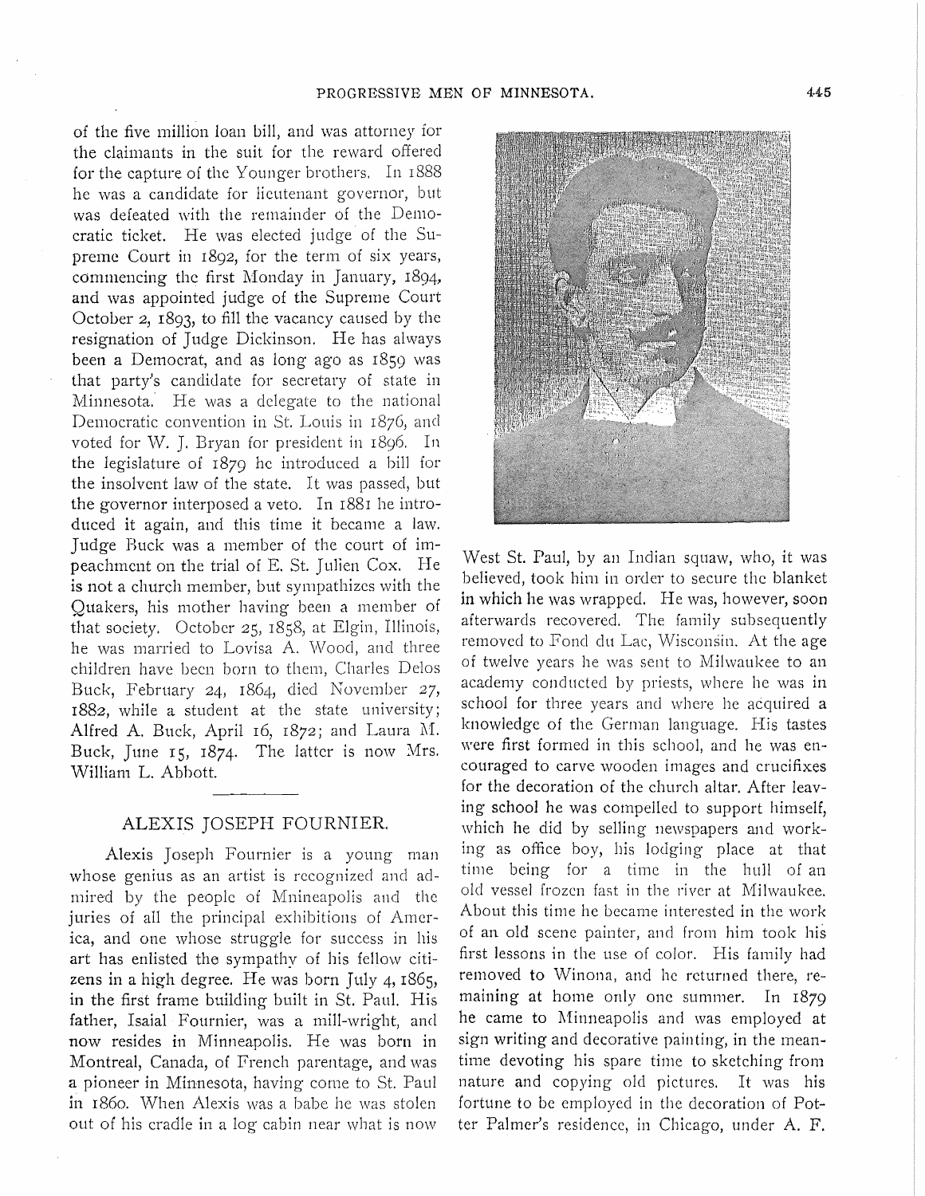of the five million loan bill, and was attorney for the claimants in the suit for the reward offered for the capture of the Younger brothers. In 1888 he was a candidate for lieutenant governor, but was defeated with the remainder of the Democratic ticket. He was elected judge of the Supreme Court in 1892, for the term of six years, commencing the first Monday in January, 1894, and was appointed judge of the Supreme Court October 2, 1893, to fill the vacancy caused by the resignation of Judge Dickinson. He has always been a Democrat, and as long ago as 1859 was that party's candidate for secretary of state in Minnesota. He was a delegate to the national Democratic convention in St. Louis in 1876, and voted for W. J. Bryan for president in 1896. In the legislature of 1879 he introduced a bill for the insolvent law of the state. It was passed, but the governor interposed a veto. In 1881 he introduced it again, and this time it became a law. Judge Buck was a member of the court of impeachment on the trial of E. St. Julien Cox. He is not a church member, but sympathizes with the Quakers, his mother having been a member of that society. October 25, 1858, at Elgin, Illinois, he was married to Lovisa A. Wood, and three children have been born to them, Charles Delos Buck, February 24, 1864, died November 27, 1882, while a student at the state university; Alfred A. Buck, April 16, 1872; and Laura M. Buck, June 15, 1874. The latter is now Mrs. William L. Abbott.

---

## ALEXIS JOSEPH FOURNIER.

Alexis Joseph Fournier is a young man whose genius as an artist is recognized and admired by the people of Mnineapolis and the juries of all the principal exhibitions of America, and one whose struggle for success in his art has enlisted the sympathy of his fellow citizens in a high degree. He was born July 4, 1865, in the first frame building built in St. Paul. His father, Isaial Fournier, was a mill-wright, and now resides in Minneapolis. He was born in Montreal, Canada, of French parentage, and was a pioneer in Minnesota, having come to St. Paul in 1860. When Alexis was a babe he was stolen out of his cradle in a log cabin near what is now West St. Paul, by an Indian squaw, who, it was believed, took him in order to secure the blanket in which he was wrapped. He was, however, soon afterwards recovered. The family subsequently removed to Fond du Lac, Wisconsin. At the age of twelve years he was sent to Milwaukee to an academy conducted by priests, where he was in school for three years and where he acquired a knowledge of the German language. His tastes were first formed in this school, and he was encouraged to carve wooden images and crucifixes for the decoration of the church altar. After leaving school he was compelled to support himself, which he did by selling newspapers and working as office boy, his lodging place at that time being for a time in the hull of an old vessel frozen fast in the river at Milwaukee. About this time he became interested in the work of an old scene painter, and from him took his first lessons in the use of color. His family had removed to Winona, and he returned there, remaining at home only one summer. In 1879 he came to Minneapolis and was employed at sign writing and decorative painting, in the meantime devoting his spare time to sketching from nature and copying old pictures. It was his fortune to be employed in the decoration of Potter Palmer's residence, in Chicago, under A. F.